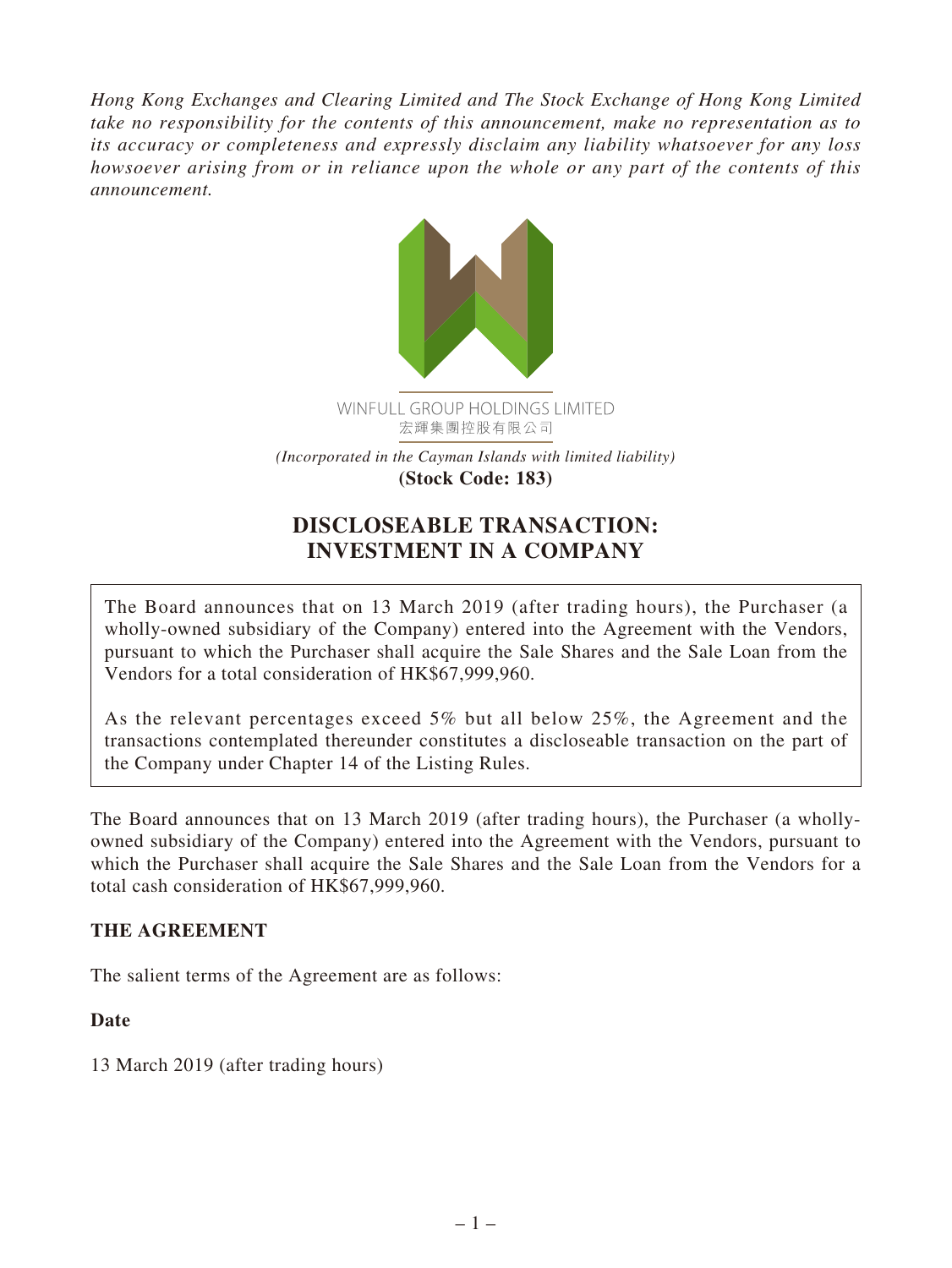*Hong Kong Exchanges and Clearing Limited and The Stock Exchange of Hong Kong Limited take no responsibility for the contents of this announcement, make no representation as to its accuracy or completeness and expressly disclaim any liability whatsoever for any loss howsoever arising from or in reliance upon the whole or any part of the contents of this announcement.*

WINFULL GROUP HOLDINGS LIMITED
宏輝集團控股有限公司

*(Incorporated in the Cayman Islands with limited liability)*
**(Stock Code: 183)**

# DISCLOSEABLE TRANSACTION: INVESTMENT IN A COMPANY

The Board announces that on 13 March 2019 (after trading hours), the Purchaser (a wholly-owned subsidiary of the Company) entered into the Agreement with the Vendors, pursuant to which the Purchaser shall acquire the Sale Shares and the Sale Loan from the Vendors for a total consideration of HK$67,999,960.

As the relevant percentages exceed 5% but all below 25%, the Agreement and the transactions contemplated thereunder constitutes a discloseable transaction on the part of the Company under Chapter 14 of the Listing Rules.

The Board announces that on 13 March 2019 (after trading hours), the Purchaser (a wholly-owned subsidiary of the Company) entered into the Agreement with the Vendors, pursuant to which the Purchaser shall acquire the Sale Shares and the Sale Loan from the Vendors for a total cash consideration of HK$67,999,960.

## THE AGREEMENT

The salient terms of the Agreement are as follows:

### Date

13 March 2019 (after trading hours)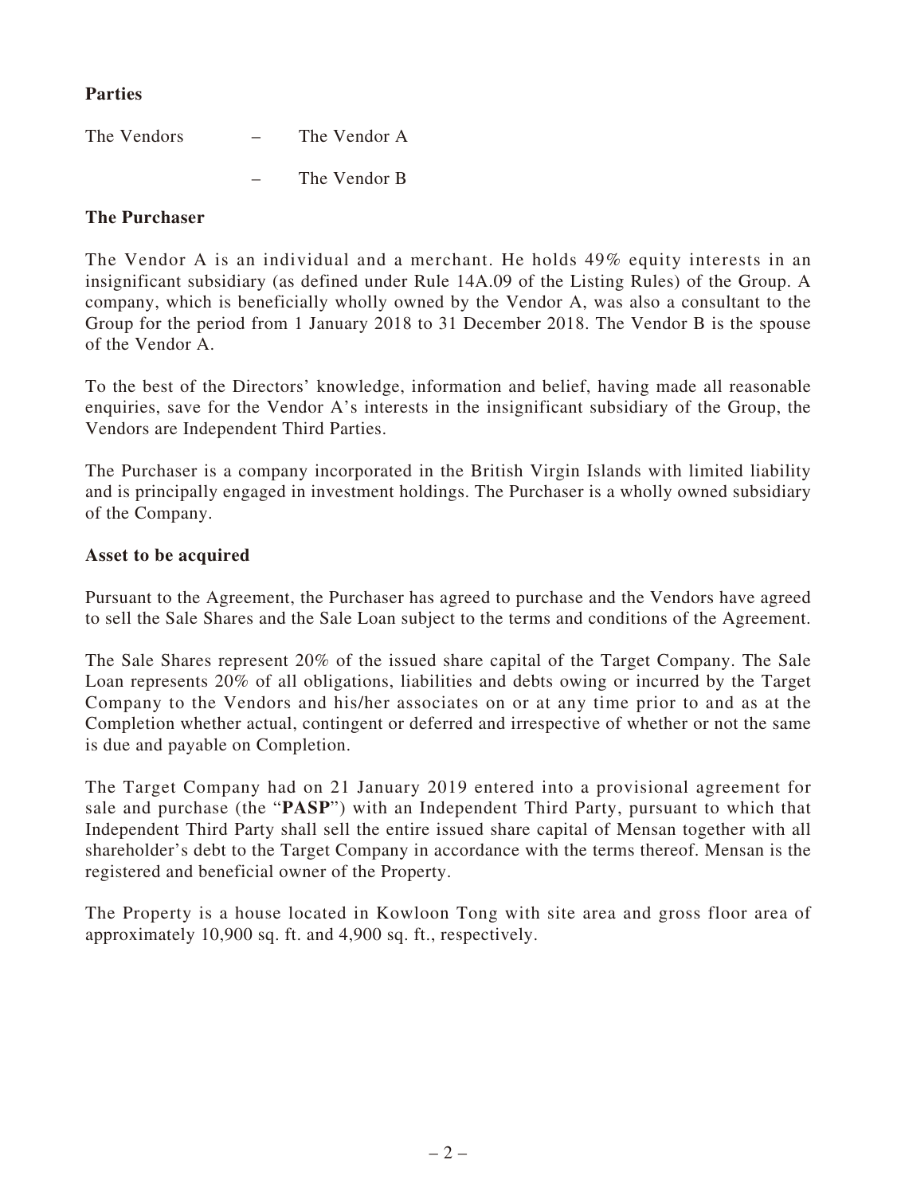**Parties**

The Vendors – The Vendor A

– The Vendor B

**The Purchaser**

The Vendor A is an individual and a merchant. He holds 49% equity interests in an insignificant subsidiary (as defined under Rule 14A.09 of the Listing Rules) of the Group. A company, which is beneficially wholly owned by the Vendor A, was also a consultant to the Group for the period from 1 January 2018 to 31 December 2018. The Vendor B is the spouse of the Vendor A.

To the best of the Directors' knowledge, information and belief, having made all reasonable enquiries, save for the Vendor A's interests in the insignificant subsidiary of the Group, the Vendors are Independent Third Parties.

The Purchaser is a company incorporated in the British Virgin Islands with limited liability and is principally engaged in investment holdings. The Purchaser is a wholly owned subsidiary of the Company.

**Asset to be acquired**

Pursuant to the Agreement, the Purchaser has agreed to purchase and the Vendors have agreed to sell the Sale Shares and the Sale Loan subject to the terms and conditions of the Agreement.

The Sale Shares represent 20% of the issued share capital of the Target Company. The Sale Loan represents 20% of all obligations, liabilities and debts owing or incurred by the Target Company to the Vendors and his/her associates on or at any time prior to and as at the Completion whether actual, contingent or deferred and irrespective of whether or not the same is due and payable on Completion.

The Target Company had on 21 January 2019 entered into a provisional agreement for sale and purchase (the "**PASP**") with an Independent Third Party, pursuant to which that Independent Third Party shall sell the entire issued share capital of Mensan together with all shareholder's debt to the Target Company in accordance with the terms thereof. Mensan is the registered and beneficial owner of the Property.

The Property is a house located in Kowloon Tong with site area and gross floor area of approximately 10,900 sq. ft. and 4,900 sq. ft., respectively.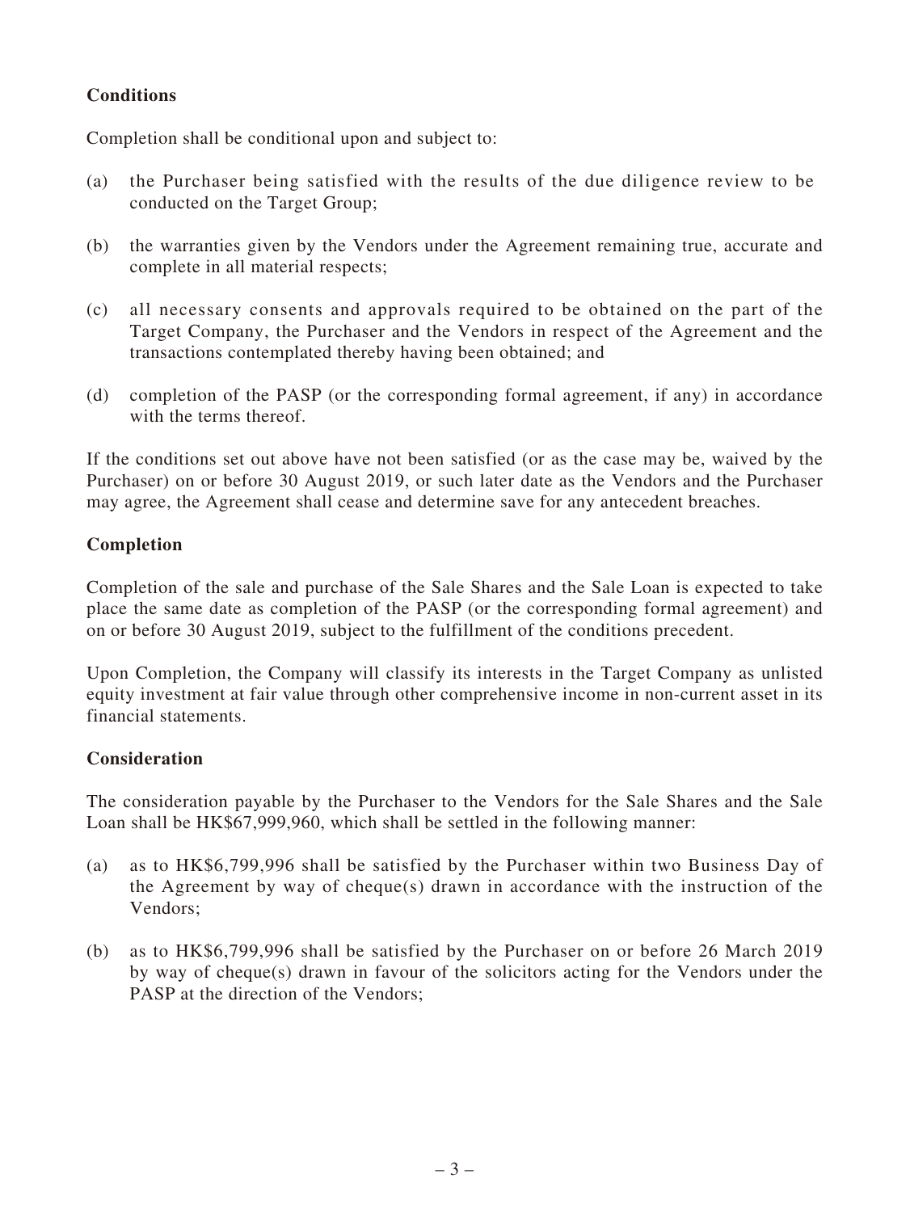**Conditions**

Completion shall be conditional upon and subject to:

(a) the Purchaser being satisfied with the results of the due diligence review to be conducted on the Target Group;

(b) the warranties given by the Vendors under the Agreement remaining true, accurate and complete in all material respects;

(c) all necessary consents and approvals required to be obtained on the part of the Target Company, the Purchaser and the Vendors in respect of the Agreement and the transactions contemplated thereby having been obtained; and

(d) completion of the PASP (or the corresponding formal agreement, if any) in accordance with the terms thereof.

If the conditions set out above have not been satisfied (or as the case may be, waived by the Purchaser) on or before 30 August 2019, or such later date as the Vendors and the Purchaser may agree, the Agreement shall cease and determine save for any antecedent breaches.

**Completion**

Completion of the sale and purchase of the Sale Shares and the Sale Loan is expected to take place the same date as completion of the PASP (or the corresponding formal agreement) and on or before 30 August 2019, subject to the fulfillment of the conditions precedent.

Upon Completion, the Company will classify its interests in the Target Company as unlisted equity investment at fair value through other comprehensive income in non-current asset in its financial statements.

**Consideration**

The consideration payable by the Purchaser to the Vendors for the Sale Shares and the Sale Loan shall be HK$67,999,960, which shall be settled in the following manner:

(a) as to HK$6,799,996 shall be satisfied by the Purchaser within two Business Day of the Agreement by way of cheque(s) drawn in accordance with the instruction of the Vendors;

(b) as to HK$6,799,996 shall be satisfied by the Purchaser on or before 26 March 2019 by way of cheque(s) drawn in favour of the solicitors acting for the Vendors under the PASP at the direction of the Vendors;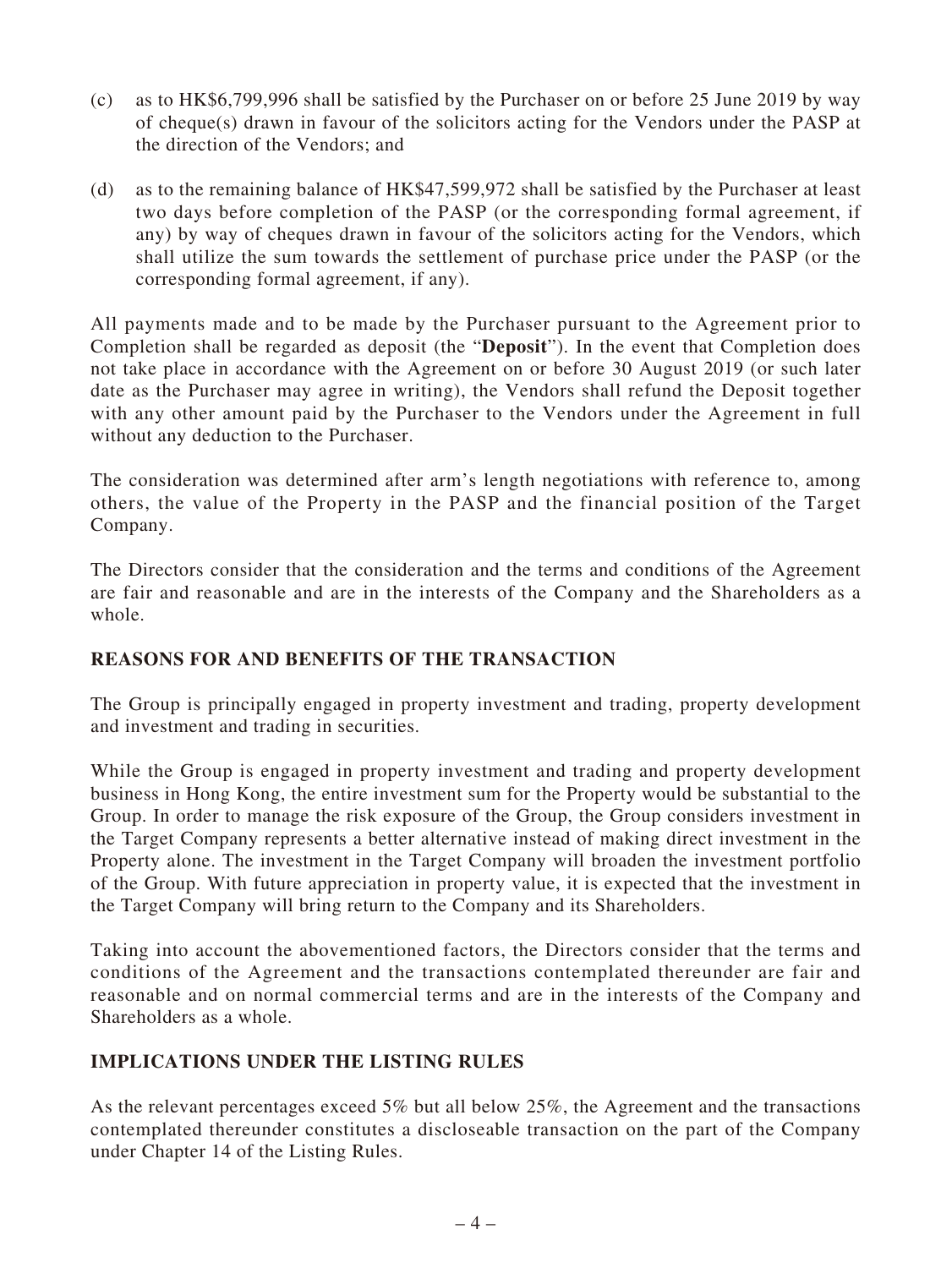(c) as to HK$6,799,996 shall be satisfied by the Purchaser on or before 25 June 2019 by way of cheque(s) drawn in favour of the solicitors acting for the Vendors under the PASP at the direction of the Vendors; and

(d) as to the remaining balance of HK$47,599,972 shall be satisfied by the Purchaser at least two days before completion of the PASP (or the corresponding formal agreement, if any) by way of cheques drawn in favour of the solicitors acting for the Vendors, which shall utilize the sum towards the settlement of purchase price under the PASP (or the corresponding formal agreement, if any).

All payments made and to be made by the Purchaser pursuant to the Agreement prior to Completion shall be regarded as deposit (the "**Deposit**"). In the event that Completion does not take place in accordance with the Agreement on or before 30 August 2019 (or such later date as the Purchaser may agree in writing), the Vendors shall refund the Deposit together with any other amount paid by the Purchaser to the Vendors under the Agreement in full without any deduction to the Purchaser.

The consideration was determined after arm's length negotiations with reference to, among others, the value of the Property in the PASP and the financial position of the Target Company.

The Directors consider that the consideration and the terms and conditions of the Agreement are fair and reasonable and are in the interests of the Company and the Shareholders as a whole.

## REASONS FOR AND BENEFITS OF THE TRANSACTION

The Group is principally engaged in property investment and trading, property development and investment and trading in securities.

While the Group is engaged in property investment and trading and property development business in Hong Kong, the entire investment sum for the Property would be substantial to the Group. In order to manage the risk exposure of the Group, the Group considers investment in the Target Company represents a better alternative instead of making direct investment in the Property alone. The investment in the Target Company will broaden the investment portfolio of the Group. With future appreciation in property value, it is expected that the investment in the Target Company will bring return to the Company and its Shareholders.

Taking into account the abovementioned factors, the Directors consider that the terms and conditions of the Agreement and the transactions contemplated thereunder are fair and reasonable and on normal commercial terms and are in the interests of the Company and Shareholders as a whole.

## IMPLICATIONS UNDER THE LISTING RULES

As the relevant percentages exceed 5% but all below 25%, the Agreement and the transactions contemplated thereunder constitutes a discloseable transaction on the part of the Company under Chapter 14 of the Listing Rules.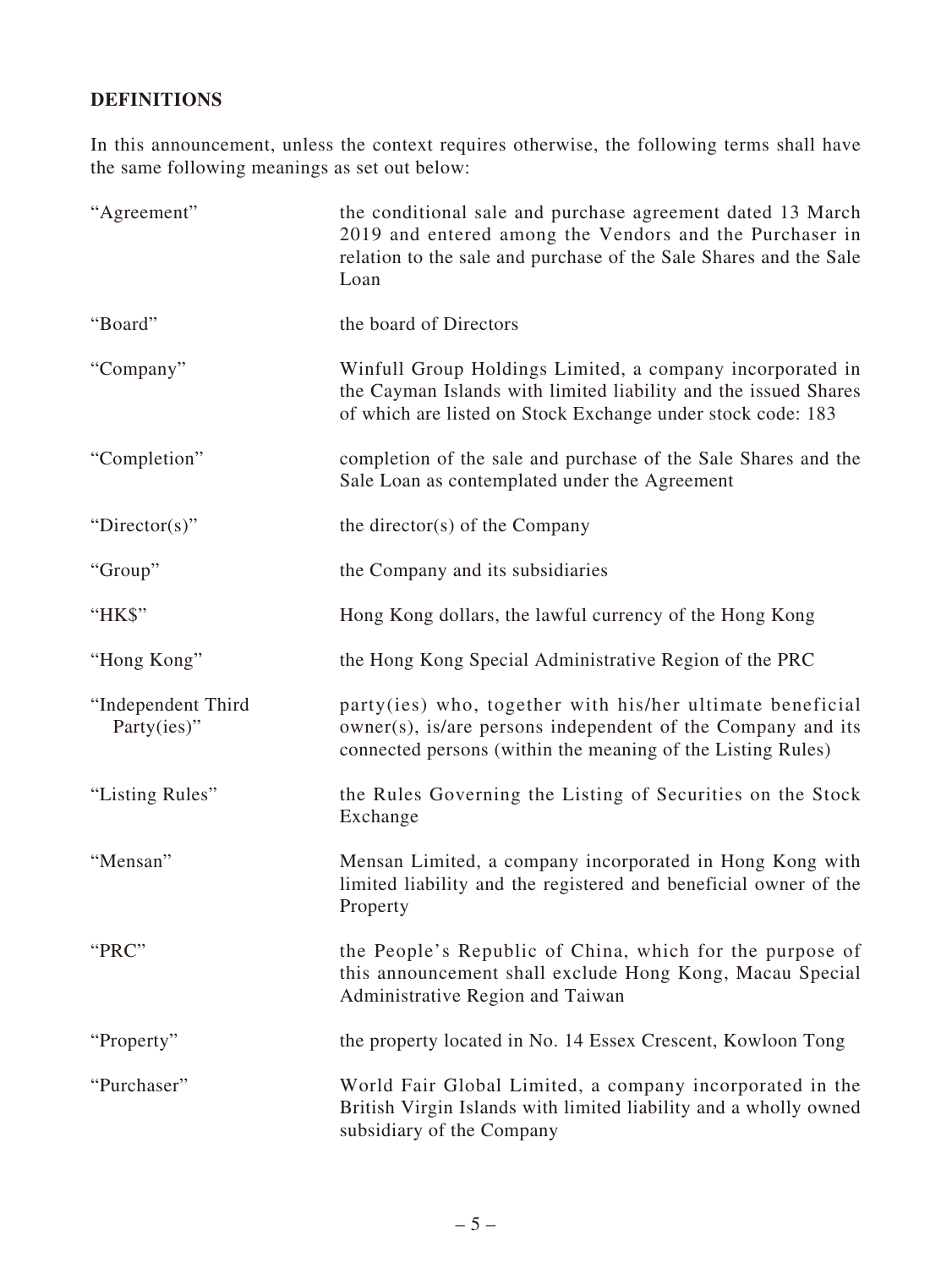## DEFINITIONS

In this announcement, unless the context requires otherwise, the following terms shall have the same following meanings as set out below:

| | |
|---|---|
| "Agreement" | the conditional sale and purchase agreement dated 13 March 2019 and entered among the Vendors and the Purchaser in relation to the sale and purchase of the Sale Shares and the Sale Loan |
| "Board" | the board of Directors |
| "Company" | Winfull Group Holdings Limited, a company incorporated in the Cayman Islands with limited liability and the issued Shares of which are listed on Stock Exchange under stock code: 183 |
| "Completion" | completion of the sale and purchase of the Sale Shares and the Sale Loan as contemplated under the Agreement |
| "Director(s)" | the director(s) of the Company |
| "Group" | the Company and its subsidiaries |
| "HK$" | Hong Kong dollars, the lawful currency of the Hong Kong |
| "Hong Kong" | the Hong Kong Special Administrative Region of the PRC |
| "Independent Third Party(ies)" | party(ies) who, together with his/her ultimate beneficial owner(s), is/are persons independent of the Company and its connected persons (within the meaning of the Listing Rules) |
| "Listing Rules" | the Rules Governing the Listing of Securities on the Stock Exchange |
| "Mensan" | Mensan Limited, a company incorporated in Hong Kong with limited liability and the registered and beneficial owner of the Property |
| "PRC" | the People's Republic of China, which for the purpose of this announcement shall exclude Hong Kong, Macau Special Administrative Region and Taiwan |
| "Property" | the property located in No. 14 Essex Crescent, Kowloon Tong |
| "Purchaser" | World Fair Global Limited, a company incorporated in the British Virgin Islands with limited liability and a wholly owned subsidiary of the Company |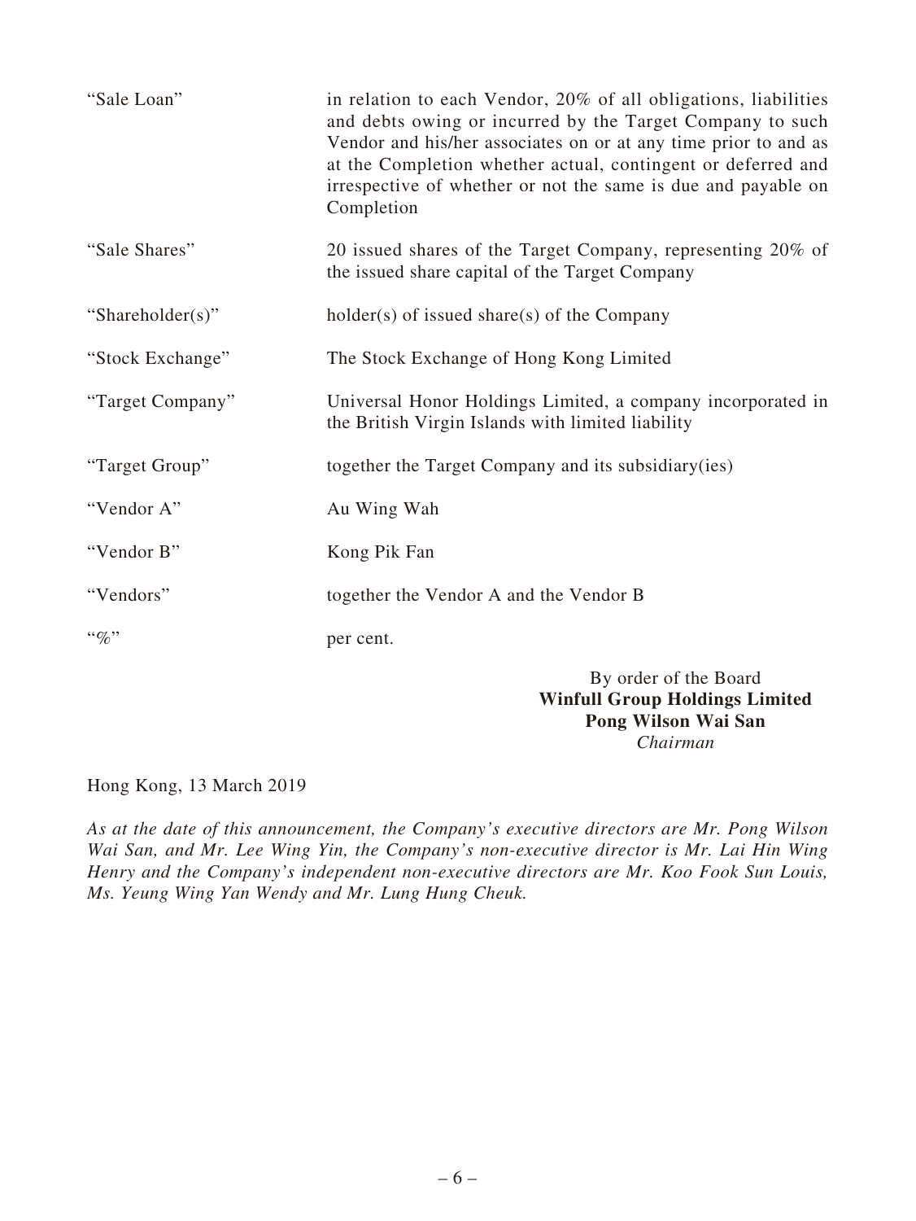| | |
|---|---|
| "Sale Loan" | in relation to each Vendor, 20% of all obligations, liabilities and debts owing or incurred by the Target Company to such Vendor and his/her associates on or at any time prior to and as at the Completion whether actual, contingent or deferred and irrespective of whether or not the same is due and payable on Completion |
| "Sale Shares" | 20 issued shares of the Target Company, representing 20% of the issued share capital of the Target Company |
| "Shareholder(s)" | holder(s) of issued share(s) of the Company |
| "Stock Exchange" | The Stock Exchange of Hong Kong Limited |
| "Target Company" | Universal Honor Holdings Limited, a company incorporated in the British Virgin Islands with limited liability |
| "Target Group" | together the Target Company and its subsidiary(ies) |
| "Vendor A" | Au Wing Wah |
| "Vendor B" | Kong Pik Fan |
| "Vendors" | together the Vendor A and the Vendor B |
| "%" | per cent. |

By order of the Board
**Winfull Group Holdings Limited**
**Pong Wilson Wai San**
*Chairman*

Hong Kong, 13 March 2019

*As at the date of this announcement, the Company's executive directors are Mr. Pong Wilson Wai San, and Mr. Lee Wing Yin, the Company's non-executive director is Mr. Lai Hin Wing Henry and the Company's independent non-executive directors are Mr. Koo Fook Sun Louis, Ms. Yeung Wing Yan Wendy and Mr. Lung Hung Cheuk.*